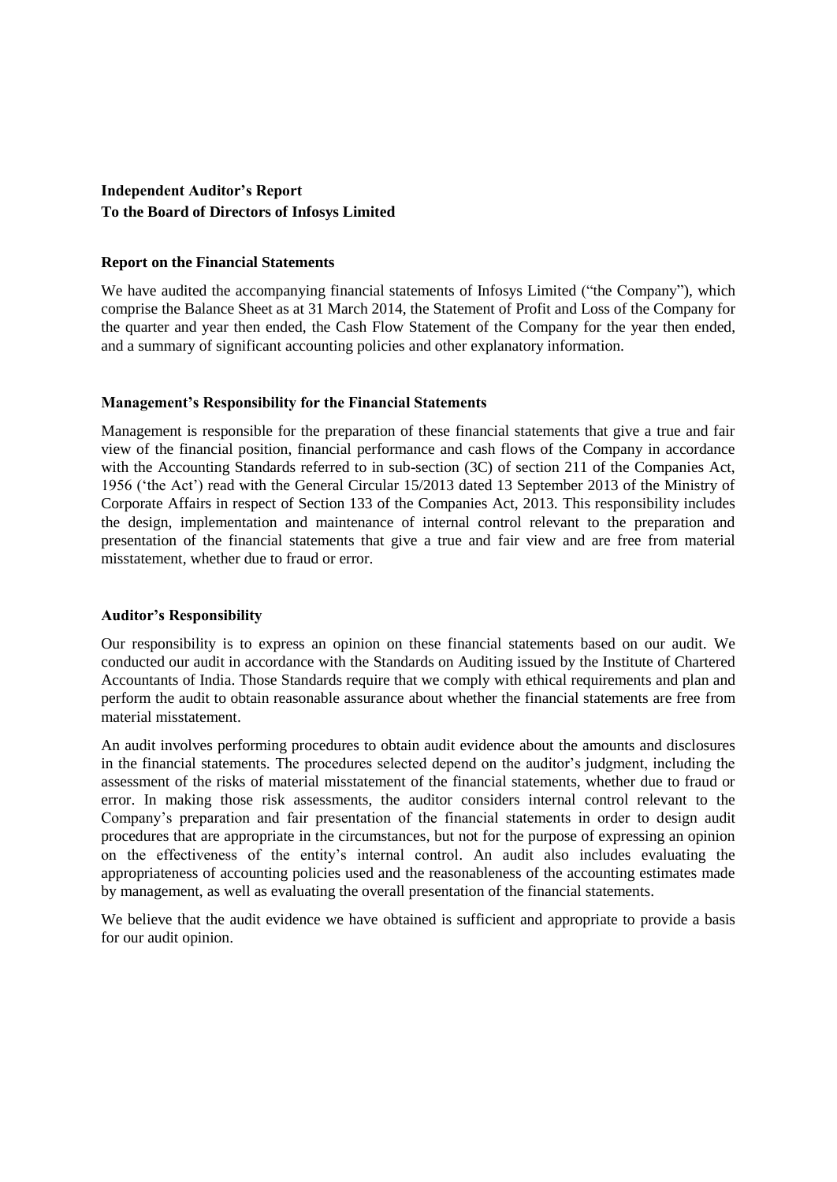**Independent Auditor's Report**
**To the Board of Directors of Infosys Limited**

**Report on the Financial Statements**

We have audited the accompanying financial statements of Infosys Limited ("the Company"), which comprise the Balance Sheet as at 31 March 2014, the Statement of Profit and Loss of the Company for the quarter and year then ended, the Cash Flow Statement of the Company for the year then ended, and a summary of significant accounting policies and other explanatory information.

**Management's Responsibility for the Financial Statements**

Management is responsible for the preparation of these financial statements that give a true and fair view of the financial position, financial performance and cash flows of the Company in accordance with the Accounting Standards referred to in sub-section (3C) of section 211 of the Companies Act, 1956 ('the Act') read with the General Circular 15/2013 dated 13 September 2013 of the Ministry of Corporate Affairs in respect of Section 133 of the Companies Act, 2013. This responsibility includes the design, implementation and maintenance of internal control relevant to the preparation and presentation of the financial statements that give a true and fair view and are free from material misstatement, whether due to fraud or error.

**Auditor's Responsibility**

Our responsibility is to express an opinion on these financial statements based on our audit. We conducted our audit in accordance with the Standards on Auditing issued by the Institute of Chartered Accountants of India. Those Standards require that we comply with ethical requirements and plan and perform the audit to obtain reasonable assurance about whether the financial statements are free from material misstatement.

An audit involves performing procedures to obtain audit evidence about the amounts and disclosures in the financial statements. The procedures selected depend on the auditor's judgment, including the assessment of the risks of material misstatement of the financial statements, whether due to fraud or error. In making those risk assessments, the auditor considers internal control relevant to the Company's preparation and fair presentation of the financial statements in order to design audit procedures that are appropriate in the circumstances, but not for the purpose of expressing an opinion on the effectiveness of the entity's internal control. An audit also includes evaluating the appropriateness of accounting policies used and the reasonableness of the accounting estimates made by management, as well as evaluating the overall presentation of the financial statements.

We believe that the audit evidence we have obtained is sufficient and appropriate to provide a basis for our audit opinion.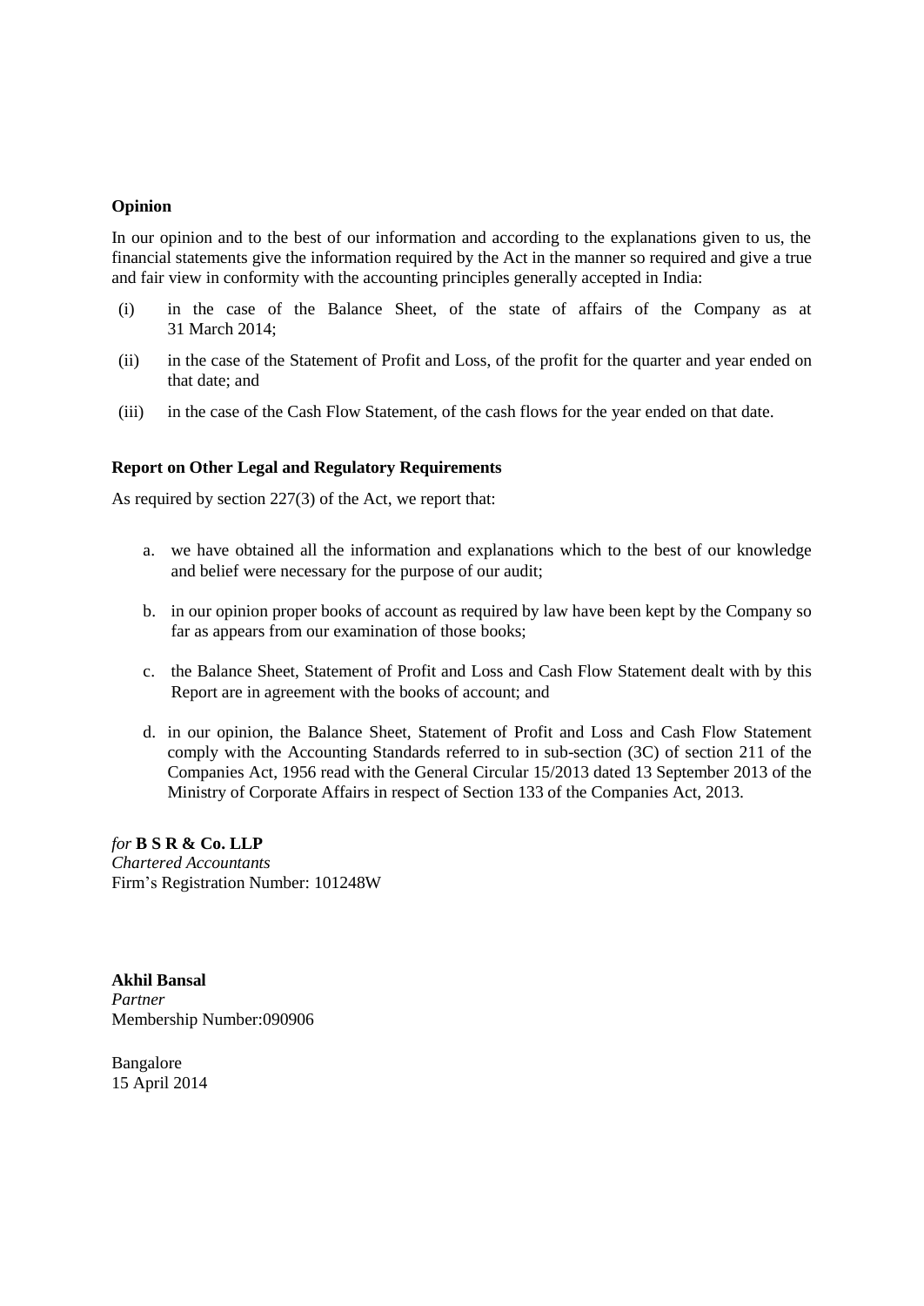**Opinion**

In our opinion and to the best of our information and according to the explanations given to us, the financial statements give the information required by the Act in the manner so required and give a true and fair view in conformity with the accounting principles generally accepted in India:

(i) in the case of the Balance Sheet, of the state of affairs of the Company as at 31 March 2014;

(ii) in the case of the Statement of Profit and Loss, of the profit for the quarter and year ended on that date; and

(iii) in the case of the Cash Flow Statement, of the cash flows for the year ended on that date.

**Report on Other Legal and Regulatory Requirements**

As required by section 227(3) of the Act, we report that:

a. we have obtained all the information and explanations which to the best of our knowledge and belief were necessary for the purpose of our audit;

b. in our opinion proper books of account as required by law have been kept by the Company so far as appears from our examination of those books;

c. the Balance Sheet, Statement of Profit and Loss and Cash Flow Statement dealt with by this Report are in agreement with the books of account; and

d. in our opinion, the Balance Sheet, Statement of Profit and Loss and Cash Flow Statement comply with the Accounting Standards referred to in sub-section (3C) of section 211 of the Companies Act, 1956 read with the General Circular 15/2013 dated 13 September 2013 of the Ministry of Corporate Affairs in respect of Section 133 of the Companies Act, 2013.

*for* **B S R & Co. LLP**
*Chartered Accountants*
Firm's Registration Number: 101248W

**Akhil Bansal**
*Partner*
Membership Number:090906

Bangalore
15 April 2014